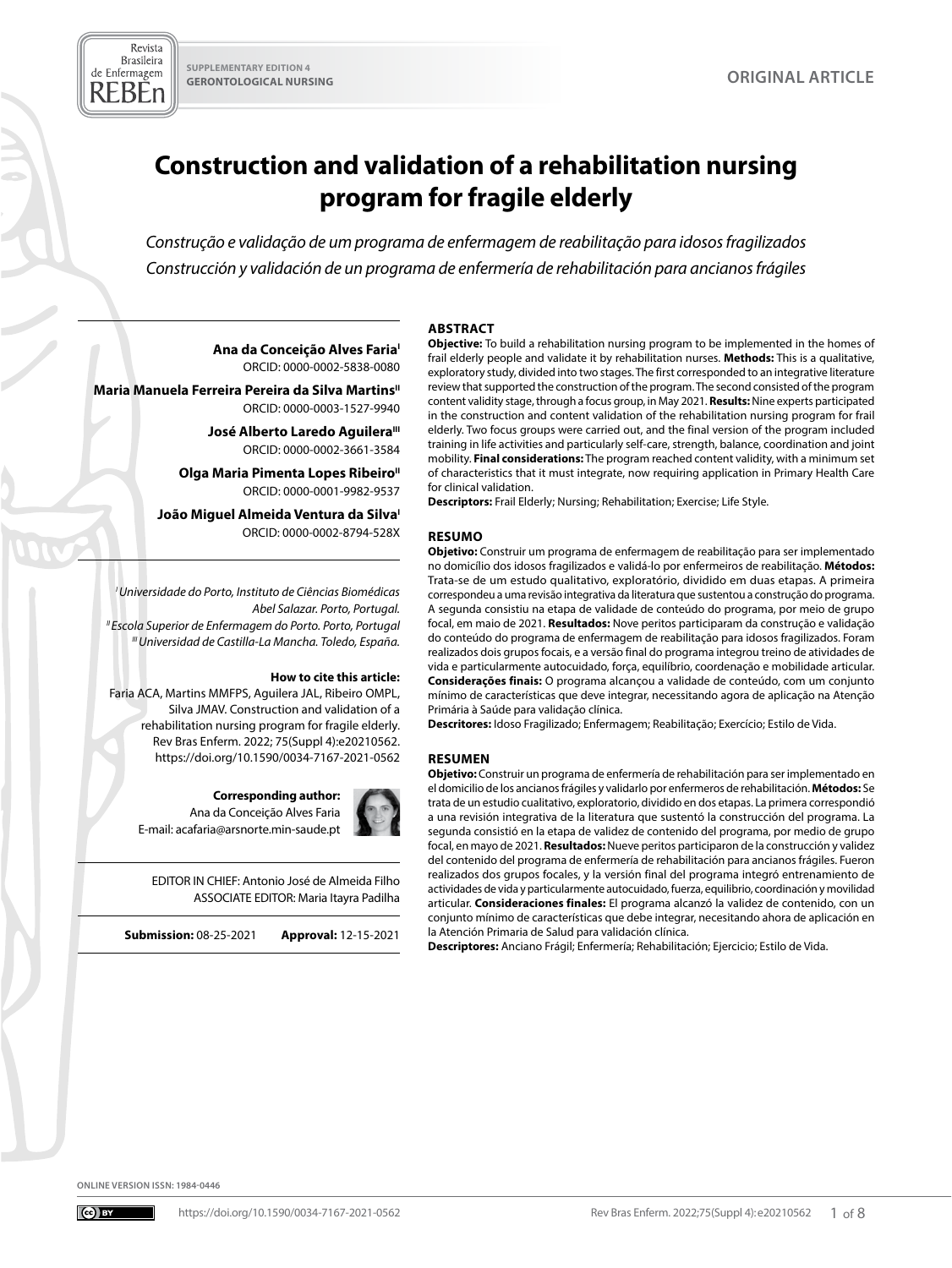SUPPLEMENTARY EDITION 4
GERONTOLOGICAL NURSING

ORIGINAL ARTICLE

# Construction and validation of a rehabilitation nursing program for fragile elderly

*Construção e validação de um programa de enfermagem de reabilitação para idosos fragilizados*

*Construcción y validación de un programa de enfermería de rehabilitación para ancianos frágiles*

**Ana da Conceição Alves Faria**[I]
ORCID: 0000-0002-5838-0080

**Maria Manuela Ferreira Pereira da Silva Martins**[II]
ORCID: 0000-0003-1527-9940

**José Alberto Laredo Aguilera**[III]
ORCID: 0000-0002-3661-3584

**Olga Maria Pimenta Lopes Ribeiro**[II]
ORCID: 0000-0001-9982-9537

**João Miguel Almeida Ventura da Silva**[I]
ORCID: 0000-0002-8794-528X

[I] *Universidade do Porto, Instituto de Ciências Biomédicas Abel Salazar. Porto, Portugal.*
[II] *Escola Superior de Enfermagem do Porto. Porto, Portugal*
[III] *Universidad de Castilla-La Mancha. Toledo, España.*

**How to cite this article:**
Faria ACA, Martins MMFPS, Aguilera JAL, Ribeiro OMPL, Silva JMAV. Construction and validation of a rehabilitation nursing program for fragile elderly. Rev Bras Enferm. 2022; 75(Suppl 4):e20210562. https://doi.org/10.1590/0034-7167-2021-0562

**Corresponding author:**
Ana da Conceição Alves Faria
E-mail: acafaria@arsnorte.min-saude.pt

EDITOR IN CHIEF: Antonio José de Almeida Filho
ASSOCIATE EDITOR: Maria Itayra Padilha

**Submission:** 08-25-2021 **Approval:** 12-15-2021

## ABSTRACT

**Objective:** To build a rehabilitation nursing program to be implemented in the homes of frail elderly people and validate it by rehabilitation nurses. **Methods:** This is a qualitative, exploratory study, divided into two stages. The first corresponded to an integrative literature review that supported the construction of the program. The second consisted of the program content validity stage, through a focus group, in May 2021. **Results:** Nine experts participated in the construction and content validation of the rehabilitation nursing program for frail elderly. Two focus groups were carried out, and the final version of the program included training in life activities and particularly self-care, strength, balance, coordination and joint mobility. **Final considerations:** The program reached content validity, with a minimum set of characteristics that it must integrate, now requiring application in Primary Health Care for clinical validation.

**Descriptors:** Frail Elderly; Nursing; Rehabilitation; Exercise; Life Style.

## RESUMO

**Objetivo:** Construir um programa de enfermagem de reabilitação para ser implementado no domicílio dos idosos fragilizados e validá-lo por enfermeiros de reabilitação. **Métodos:** Trata-se de um estudo qualitativo, exploratório, dividido em duas etapas. A primeira correspondeu a uma revisão integrativa da literatura que sustentou a construção do programa. A segunda consistiu na etapa de validade de conteúdo do programa, por meio de grupo focal, em maio de 2021. **Resultados:** Nove peritos participaram da construção e validação do conteúdo do programa de enfermagem de reabilitação para idosos fragilizados. Foram realizados dois grupos focais, e a versão final do programa integrou treino de atividades de vida e particularmente autocuidado, força, equilíbrio, coordenação e mobilidade articular. **Considerações finais:** O programa alcançou a validade de conteúdo, com um conjunto mínimo de características que deve integrar, necessitando agora de aplicação na Atenção Primária à Saúde para validação clínica.

**Descritores:** Idoso Fragilizado; Enfermagem; Reabilitação; Exercício; Estilo de Vida.

## RESUMEN

**Objetivo:** Construir un programa de enfermería de rehabilitación para ser implementado en el domicilio de los ancianos frágiles y validarlo por enfermeros de rehabilitación. **Métodos:** Se trata de un estudio cualitativo, exploratorio, dividido en dos etapas. La primera correspondió a una revisión integrativa de la literatura que sustentó la construcción del programa. La segunda consistió en la etapa de validez de contenido del programa, por medio de grupo focal, en mayo de 2021. **Resultados:** Nueve peritos participaron de la construcción y validez del contenido del programa de enfermería de rehabilitación para ancianos frágiles. Fueron realizados dos grupos focales, y la versión final del programa integró entrenamiento de actividades de vida y particularmente autocuidado, fuerza, equilibrio, coordinación y movilidad articular. **Consideraciones finales:** El programa alcanzó la validez de contenido, con un conjunto mínimo de características que debe integrar, necesitando ahora de aplicación en la Atención Primaria de Salud para validación clínica.

**Descriptores:** Anciano Frágil; Enfermería; Rehabilitación; Ejercicio; Estilo de Vida.

ONLINE VERSION ISSN: 1984-0446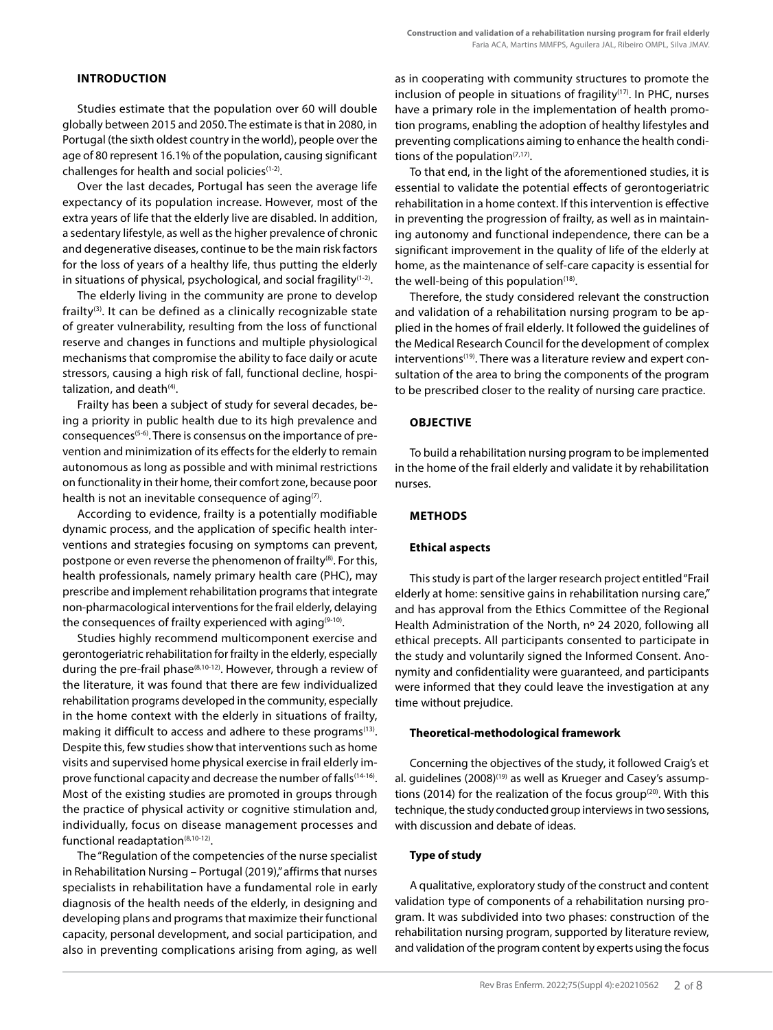## INTRODUCTION

Studies estimate that the population over 60 will double globally between 2015 and 2050. The estimate is that in 2080, in Portugal (the sixth oldest country in the world), people over the age of 80 represent 16.1% of the population, causing significant challenges for health and social policies[1-2].

Over the last decades, Portugal has seen the average life expectancy of its population increase. However, most of the extra years of life that the elderly live are disabled. In addition, a sedentary lifestyle, as well as the higher prevalence of chronic and degenerative diseases, continue to be the main risk factors for the loss of years of a healthy life, thus putting the elderly in situations of physical, psychological, and social fragility[1-2].

The elderly living in the community are prone to develop frailty[3]. It can be defined as a clinically recognizable state of greater vulnerability, resulting from the loss of functional reserve and changes in functions and multiple physiological mechanisms that compromise the ability to face daily or acute stressors, causing a high risk of fall, functional decline, hospitalization, and death[4].

Frailty has been a subject of study for several decades, being a priority in public health due to its high prevalence and consequences[5-6]. There is consensus on the importance of prevention and minimization of its effects for the elderly to remain autonomous as long as possible and with minimal restrictions on functionality in their home, their comfort zone, because poor health is not an inevitable consequence of aging[7].

According to evidence, frailty is a potentially modifiable dynamic process, and the application of specific health interventions and strategies focusing on symptoms can prevent, postpone or even reverse the phenomenon of frailty[8]. For this, health professionals, namely primary health care (PHC), may prescribe and implement rehabilitation programs that integrate non-pharmacological interventions for the frail elderly, delaying the consequences of frailty experienced with aging[9-10].

Studies highly recommend multicomponent exercise and gerontogeriatric rehabilitation for frailty in the elderly, especially during the pre-frail phase[8,10-12]. However, through a review of the literature, it was found that there are few individualized rehabilitation programs developed in the community, especially in the home context with the elderly in situations of frailty, making it difficult to access and adhere to these programs[13]. Despite this, few studies show that interventions such as home visits and supervised home physical exercise in frail elderly improve functional capacity and decrease the number of falls[14-16]. Most of the existing studies are promoted in groups through the practice of physical activity or cognitive stimulation and, individually, focus on disease management processes and functional readaptation[8,10-12].

The "Regulation of the competencies of the nurse specialist in Rehabilitation Nursing – Portugal (2019)," affirms that nurses specialists in rehabilitation have a fundamental role in early diagnosis of the health needs of the elderly, in designing and developing plans and programs that maximize their functional capacity, personal development, and social participation, and also in preventing complications arising from aging, as well as in cooperating with community structures to promote the inclusion of people in situations of fragility[17]. In PHC, nurses have a primary role in the implementation of health promotion programs, enabling the adoption of healthy lifestyles and preventing complications aiming to enhance the health conditions of the population[7,17].

To that end, in the light of the aforementioned studies, it is essential to validate the potential effects of gerontogeriatric rehabilitation in a home context. If this intervention is effective in preventing the progression of frailty, as well as in maintaining autonomy and functional independence, there can be a significant improvement in the quality of life of the elderly at home, as the maintenance of self-care capacity is essential for the well-being of this population[18].

Therefore, the study considered relevant the construction and validation of a rehabilitation nursing program to be applied in the homes of frail elderly. It followed the guidelines of the Medical Research Council for the development of complex interventions[19]. There was a literature review and expert consultation of the area to bring the components of the program to be prescribed closer to the reality of nursing care practice.

## OBJECTIVE

To build a rehabilitation nursing program to be implemented in the home of the frail elderly and validate it by rehabilitation nurses.

## METHODS

### Ethical aspects

This study is part of the larger research project entitled "Frail elderly at home: sensitive gains in rehabilitation nursing care," and has approval from the Ethics Committee of the Regional Health Administration of the North, nº 24 2020, following all ethical precepts. All participants consented to participate in the study and voluntarily signed the Informed Consent. Anonymity and confidentiality were guaranteed, and participants were informed that they could leave the investigation at any time without prejudice.

### Theoretical-methodological framework

Concerning the objectives of the study, it followed Craig's et al. guidelines (2008)[19] as well as Krueger and Casey's assumptions (2014) for the realization of the focus group[20]. With this technique, the study conducted group interviews in two sessions, with discussion and debate of ideas.

### Type of study

A qualitative, exploratory study of the construct and content validation type of components of a rehabilitation nursing program. It was subdivided into two phases: construction of the rehabilitation nursing program, supported by literature review, and validation of the program content by experts using the focus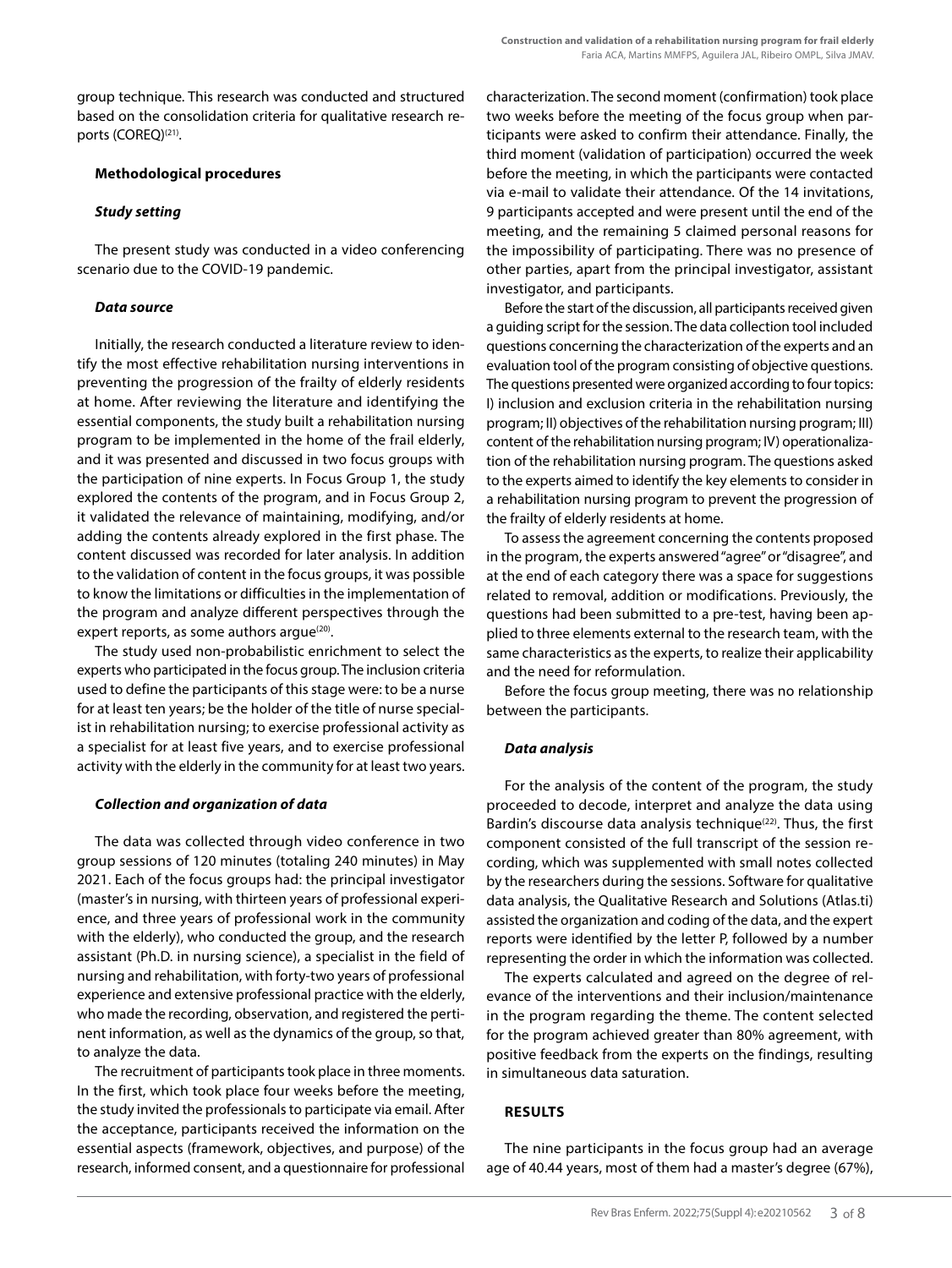group technique. This research was conducted and structured based on the consolidation criteria for qualitative research reports (COREQ)[21].

### Methodological procedures

#### *Study setting*

The present study was conducted in a video conferencing scenario due to the COVID-19 pandemic.

#### *Data source*

Initially, the research conducted a literature review to identify the most effective rehabilitation nursing interventions in preventing the progression of the frailty of elderly residents at home. After reviewing the literature and identifying the essential components, the study built a rehabilitation nursing program to be implemented in the home of the frail elderly, and it was presented and discussed in two focus groups with the participation of nine experts. In Focus Group 1, the study explored the contents of the program, and in Focus Group 2, it validated the relevance of maintaining, modifying, and/or adding the contents already explored in the first phase. The content discussed was recorded for later analysis. In addition to the validation of content in the focus groups, it was possible to know the limitations or difficulties in the implementation of the program and analyze different perspectives through the expert reports, as some authors argue[20].

The study used non-probabilistic enrichment to select the experts who participated in the focus group. The inclusion criteria used to define the participants of this stage were: to be a nurse for at least ten years; be the holder of the title of nurse specialist in rehabilitation nursing; to exercise professional activity as a specialist for at least five years, and to exercise professional activity with the elderly in the community for at least two years.

#### *Collection and organization of data*

The data was collected through video conference in two group sessions of 120 minutes (totaling 240 minutes) in May 2021. Each of the focus groups had: the principal investigator (master's in nursing, with thirteen years of professional experience, and three years of professional work in the community with the elderly), who conducted the group, and the research assistant (Ph.D. in nursing science), a specialist in the field of nursing and rehabilitation, with forty-two years of professional experience and extensive professional practice with the elderly, who made the recording, observation, and registered the pertinent information, as well as the dynamics of the group, so that, to analyze the data.

The recruitment of participants took place in three moments. In the first, which took place four weeks before the meeting, the study invited the professionals to participate via email. After the acceptance, participants received the information on the essential aspects (framework, objectives, and purpose) of the research, informed consent, and a questionnaire for professional characterization. The second moment (confirmation) took place two weeks before the meeting of the focus group when participants were asked to confirm their attendance. Finally, the third moment (validation of participation) occurred the week before the meeting, in which the participants were contacted via e-mail to validate their attendance. Of the 14 invitations, 9 participants accepted and were present until the end of the meeting, and the remaining 5 claimed personal reasons for the impossibility of participating. There was no presence of other parties, apart from the principal investigator, assistant investigator, and participants.

Before the start of the discussion, all participants received given a guiding script for the session. The data collection tool included questions concerning the characterization of the experts and an evaluation tool of the program consisting of objective questions. The questions presented were organized according to four topics: I) inclusion and exclusion criteria in the rehabilitation nursing program; II) objectives of the rehabilitation nursing program; III) content of the rehabilitation nursing program; IV) operationalization of the rehabilitation nursing program. The questions asked to the experts aimed to identify the key elements to consider in a rehabilitation nursing program to prevent the progression of the frailty of elderly residents at home.

To assess the agreement concerning the contents proposed in the program, the experts answered "agree" or "disagree", and at the end of each category there was a space for suggestions related to removal, addition or modifications. Previously, the questions had been submitted to a pre-test, having been applied to three elements external to the research team, with the same characteristics as the experts, to realize their applicability and the need for reformulation.

Before the focus group meeting, there was no relationship between the participants.

#### *Data analysis*

For the analysis of the content of the program, the study proceeded to decode, interpret and analyze the data using Bardin's discourse data analysis technique[22]. Thus, the first component consisted of the full transcript of the session recording, which was supplemented with small notes collected by the researchers during the sessions. Software for qualitative data analysis, the Qualitative Research and Solutions (Atlas.ti) assisted the organization and coding of the data, and the expert reports were identified by the letter P, followed by a number representing the order in which the information was collected.

The experts calculated and agreed on the degree of relevance of the interventions and their inclusion/maintenance in the program regarding the theme. The content selected for the program achieved greater than 80% agreement, with positive feedback from the experts on the findings, resulting in simultaneous data saturation.

## RESULTS

The nine participants in the focus group had an average age of 40.44 years, most of them had a master's degree (67%),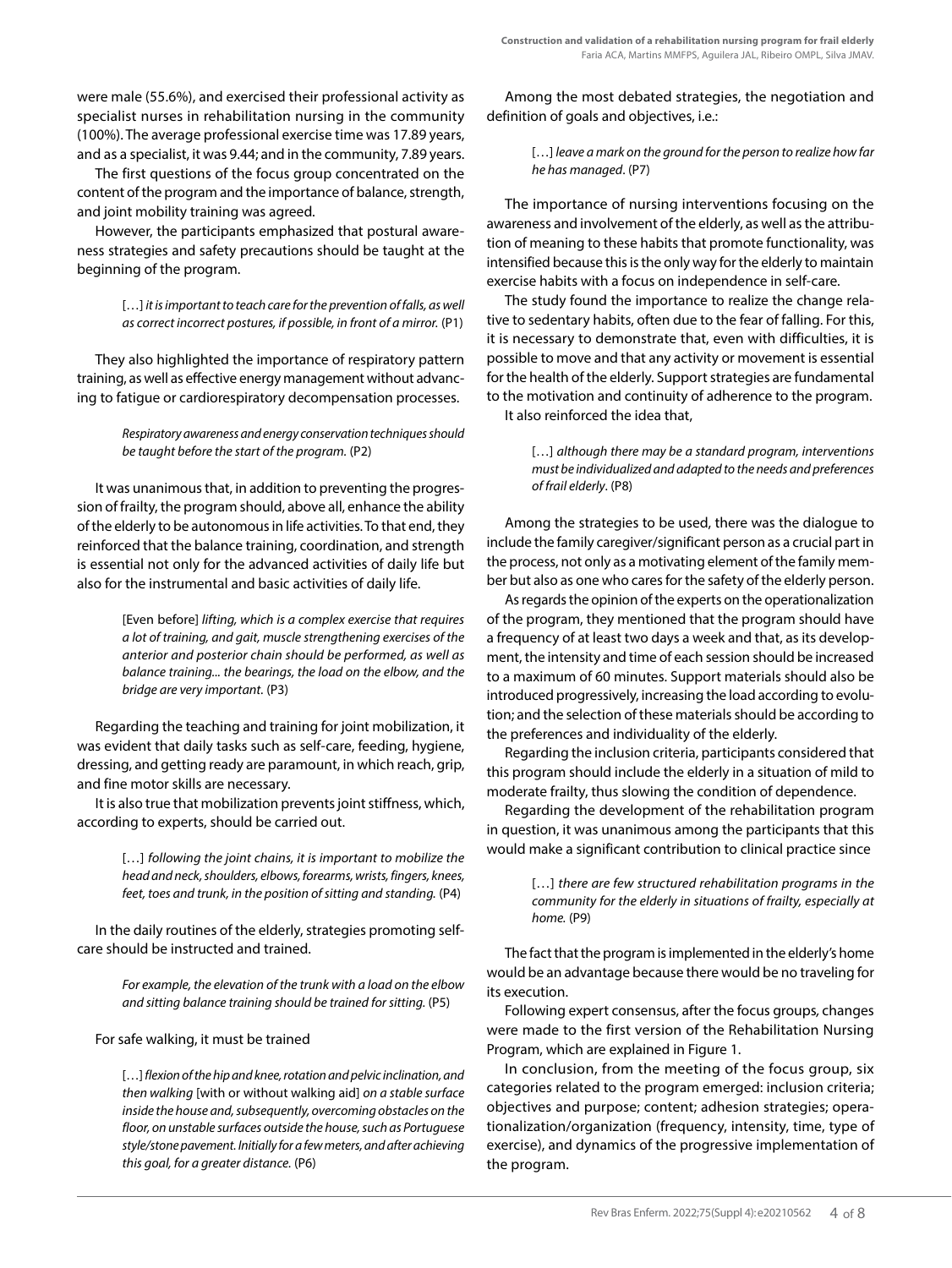were male (55.6%), and exercised their professional activity as specialist nurses in rehabilitation nursing in the community (100%). The average professional exercise time was 17.89 years, and as a specialist, it was 9.44; and in the community, 7.89 years.

The first questions of the focus group concentrated on the content of the program and the importance of balance, strength, and joint mobility training was agreed.

However, the participants emphasized that postural awareness strategies and safety precautions should be taught at the beginning of the program.

> […] *it is important to teach care for the prevention of falls, as well as correct incorrect postures, if possible, in front of a mirror.* (P1)

They also highlighted the importance of respiratory pattern training, as well as effective energy management without advancing to fatigue or cardiorespiratory decompensation processes.

> *Respiratory awareness and energy conservation techniques should be taught before the start of the program.* (P2)

It was unanimous that, in addition to preventing the progression of frailty, the program should, above all, enhance the ability of the elderly to be autonomous in life activities. To that end, they reinforced that the balance training, coordination, and strength is essential not only for the advanced activities of daily life but also for the instrumental and basic activities of daily life.

> [Even before] *lifting, which is a complex exercise that requires a lot of training, and gait, muscle strengthening exercises of the anterior and posterior chain should be performed, as well as balance training... the bearings, the load on the elbow, and the bridge are very important.* (P3)

Regarding the teaching and training for joint mobilization, it was evident that daily tasks such as self-care, feeding, hygiene, dressing, and getting ready are paramount, in which reach, grip, and fine motor skills are necessary.

It is also true that mobilization prevents joint stiffness, which, according to experts, should be carried out.

> […] *following the joint chains, it is important to mobilize the head and neck, shoulders, elbows, forearms, wrists, fingers, knees, feet, toes and trunk, in the position of sitting and standing.* (P4)

In the daily routines of the elderly, strategies promoting self-care should be instructed and trained.

> *For example, the elevation of the trunk with a load on the elbow and sitting balance training should be trained for sitting.* (P5)

For safe walking, it must be trained

> […] *flexion of the hip and knee, rotation and pelvic inclination, and then walking* [with or without walking aid] *on a stable surface inside the house and, subsequently, overcoming obstacles on the floor, on unstable surfaces outside the house, such as Portuguese style/stone pavement. Initially for a few meters, and after achieving this goal, for a greater distance.* (P6)

Among the most debated strategies, the negotiation and definition of goals and objectives, i.e.:

> […] *leave a mark on the ground for the person to realize how far he has managed*. (P7)

The importance of nursing interventions focusing on the awareness and involvement of the elderly, as well as the attribution of meaning to these habits that promote functionality, was intensified because this is the only way for the elderly to maintain exercise habits with a focus on independence in self-care.

The study found the importance to realize the change relative to sedentary habits, often due to the fear of falling. For this, it is necessary to demonstrate that, even with difficulties, it is possible to move and that any activity or movement is essential for the health of the elderly. Support strategies are fundamental to the motivation and continuity of adherence to the program.

It also reinforced the idea that,

> […] *although there may be a standard program, interventions must be individualized and adapted to the needs and preferences of frail elderly*. (P8)

Among the strategies to be used, there was the dialogue to include the family caregiver/significant person as a crucial part in the process, not only as a motivating element of the family member but also as one who cares for the safety of the elderly person.

As regards the opinion of the experts on the operationalization of the program, they mentioned that the program should have a frequency of at least two days a week and that, as its development, the intensity and time of each session should be increased to a maximum of 60 minutes. Support materials should also be introduced progressively, increasing the load according to evolution; and the selection of these materials should be according to the preferences and individuality of the elderly.

Regarding the inclusion criteria, participants considered that this program should include the elderly in a situation of mild to moderate frailty, thus slowing the condition of dependence.

Regarding the development of the rehabilitation program in question, it was unanimous among the participants that this would make a significant contribution to clinical practice since

> […] *there are few structured rehabilitation programs in the community for the elderly in situations of frailty, especially at home.* (P9)

The fact that the program is implemented in the elderly's home would be an advantage because there would be no traveling for its execution.

Following expert consensus, after the focus groups, changes were made to the first version of the Rehabilitation Nursing Program, which are explained in Figure 1.

In conclusion, from the meeting of the focus group, six categories related to the program emerged: inclusion criteria; objectives and purpose; content; adhesion strategies; operationalization/organization (frequency, intensity, time, type of exercise), and dynamics of the progressive implementation of the program.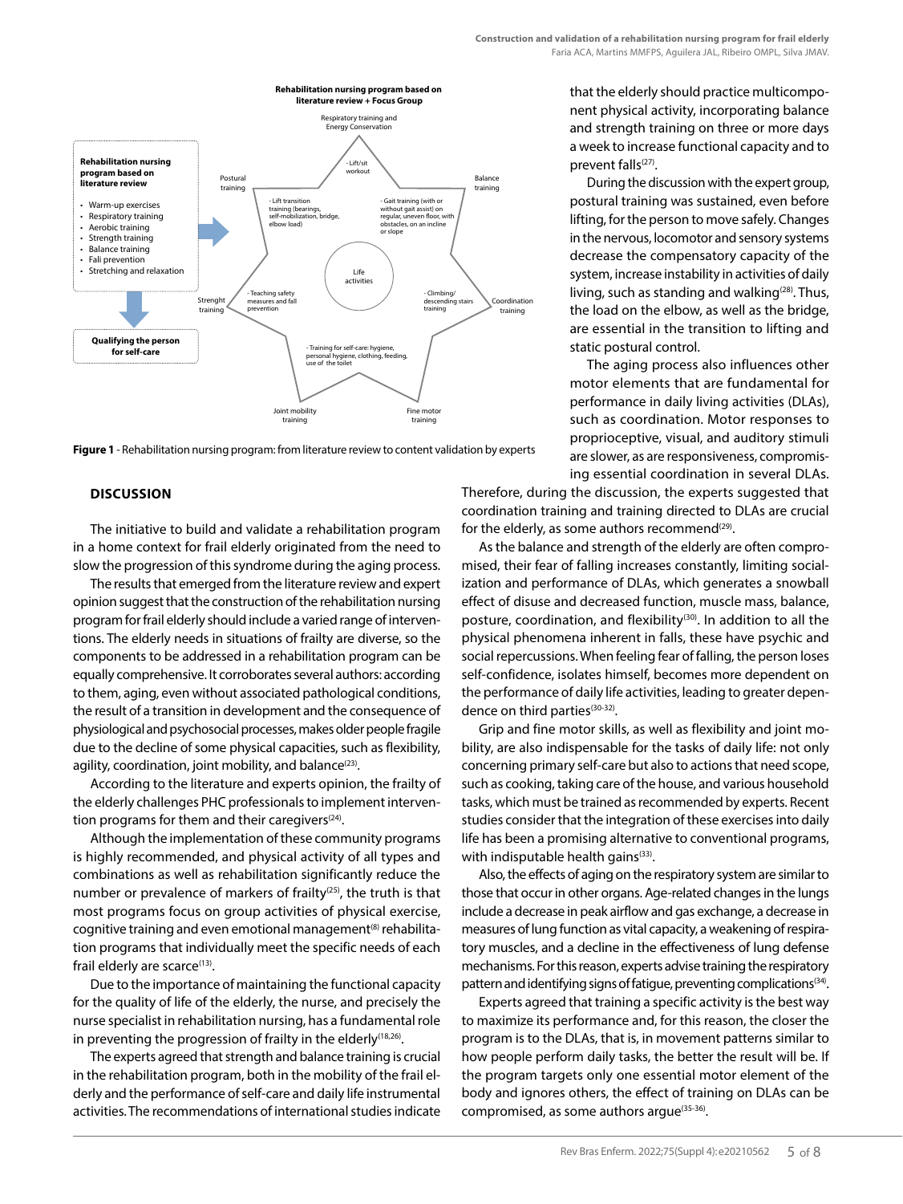**Rehabilitation nursing program based on literature review**

- Warm-up exercises
- Respiratory training
- Aerobic training
- Strength training
- Balance training
- Fall prevention
- Stretching and relaxation

**Qualifying the person for self-care**

**Rehabilitation nursing program based on literature review + Focus Group**

Respiratory training and Energy Conservation; Balance training; Coordination training; Fine motor training; Joint mobility training; Strenght training; Postural training

- Lift/sit workout
- Gait training (with or without gait assist) on regular, uneven floor, with obstacles, on an incline or slope
- Climbing/descending stairs training
- Training for self-care: hygiene, personal hygiene, clothing, feeding, use of the toilet
- Teaching safety measures and fall prevention
- Lift transition training (bearings, self-mobilization, bridge, elbow load)

Life activities

**Figure 1** - Rehabilitation nursing program: from literature review to content validation by experts

## DISCUSSION

The initiative to build and validate a rehabilitation program in a home context for frail elderly originated from the need to slow the progression of this syndrome during the aging process.

The results that emerged from the literature review and expert opinion suggest that the construction of the rehabilitation nursing program for frail elderly should include a varied range of interventions. The elderly needs in situations of frailty are diverse, so the components to be addressed in a rehabilitation program can be equally comprehensive. It corroborates several authors: according to them, aging, even without associated pathological conditions, the result of a transition in development and the consequence of physiological and psychosocial processes, makes older people fragile due to the decline of some physical capacities, such as flexibility, agility, coordination, joint mobility, and balance[23].

According to the literature and experts opinion, the frailty of the elderly challenges PHC professionals to implement intervention programs for them and their caregivers[24].

Although the implementation of these community programs is highly recommended, and physical activity of all types and combinations as well as rehabilitation significantly reduce the number or prevalence of markers of frailty[25], the truth is that most programs focus on group activities of physical exercise, cognitive training and even emotional management[8] rehabilitation programs that individually meet the specific needs of each frail elderly are scarce[13].

Due to the importance of maintaining the functional capacity for the quality of life of the elderly, the nurse, and precisely the nurse specialist in rehabilitation nursing, has a fundamental role in preventing the progression of frailty in the elderly[18,26].

The experts agreed that strength and balance training is crucial in the rehabilitation program, both in the mobility of the frail elderly and the performance of self-care and daily life instrumental activities. The recommendations of international studies indicate that the elderly should practice multicomponent physical activity, incorporating balance and strength training on three or more days a week to increase functional capacity and to prevent falls[27].

During the discussion with the expert group, postural training was sustained, even before lifting, for the person to move safely. Changes in the nervous, locomotor and sensory systems decrease the compensatory capacity of the system, increase instability in activities of daily living, such as standing and walking[28]. Thus, the load on the elbow, as well as the bridge, are essential in the transition to lifting and static postural control.

The aging process also influences other motor elements that are fundamental for performance in daily living activities (DLAs), such as coordination. Motor responses to proprioceptive, visual, and auditory stimuli are slower, as are responsiveness, compromising essential coordination in several DLAs. Therefore, during the discussion, the experts suggested that coordination training and training directed to DLAs are crucial for the elderly, as some authors recommend[29].

As the balance and strength of the elderly are often compromised, their fear of falling increases constantly, limiting socialization and performance of DLAs, which generates a snowball effect of disuse and decreased function, muscle mass, balance, posture, coordination, and flexibility[30]. In addition to all the physical phenomena inherent in falls, these have psychic and social repercussions. When feeling fear of falling, the person loses self-confidence, isolates himself, becomes more dependent on the performance of daily life activities, leading to greater dependence on third parties[30-32].

Grip and fine motor skills, as well as flexibility and joint mobility, are also indispensable for the tasks of daily life: not only concerning primary self-care but also to actions that need scope, such as cooking, taking care of the house, and various household tasks, which must be trained as recommended by experts. Recent studies consider that the integration of these exercises into daily life has been a promising alternative to conventional programs, with indisputable health gains[33].

Also, the effects of aging on the respiratory system are similar to those that occur in other organs. Age-related changes in the lungs include a decrease in peak airflow and gas exchange, a decrease in measures of lung function as vital capacity, a weakening of respiratory muscles, and a decline in the effectiveness of lung defense mechanisms. For this reason, experts advise training the respiratory pattern and identifying signs of fatigue, preventing complications[34].

Experts agreed that training a specific activity is the best way to maximize its performance and, for this reason, the closer the program is to the DLAs, that is, in movement patterns similar to how people perform daily tasks, the better the result will be. If the program targets only one essential motor element of the body and ignores others, the effect of training on DLAs can be compromised, as some authors argue[35-36].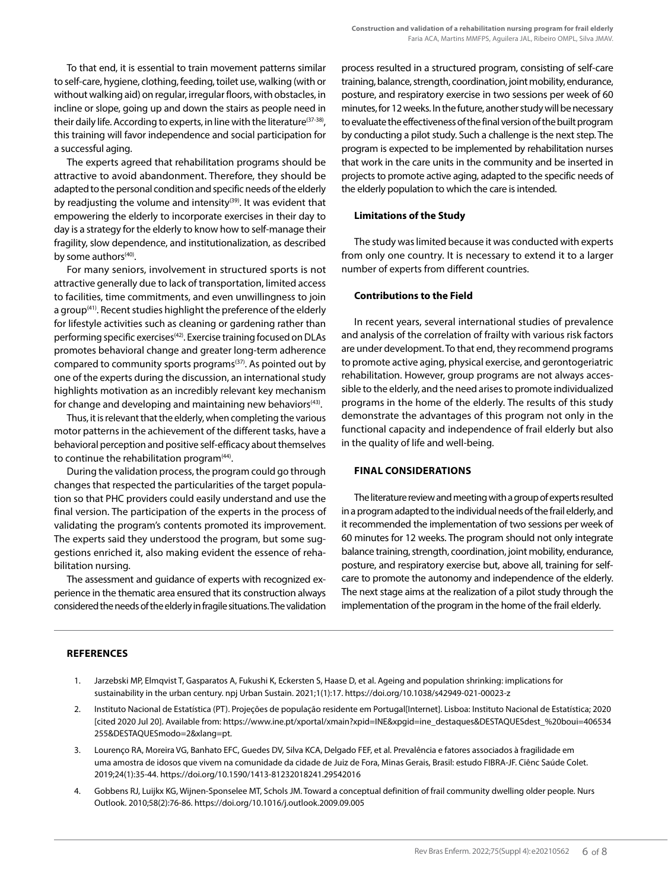To that end, it is essential to train movement patterns similar to self-care, hygiene, clothing, feeding, toilet use, walking (with or without walking aid) on regular, irregular floors, with obstacles, in incline or slope, going up and down the stairs as people need in their daily life. According to experts, in line with the literature[37-38], this training will favor independence and social participation for a successful aging.

The experts agreed that rehabilitation programs should be attractive to avoid abandonment. Therefore, they should be adapted to the personal condition and specific needs of the elderly by readjusting the volume and intensity[39]. It was evident that empowering the elderly to incorporate exercises in their day to day is a strategy for the elderly to know how to self-manage their fragility, slow dependence, and institutionalization, as described by some authors[40].

For many seniors, involvement in structured sports is not attractive generally due to lack of transportation, limited access to facilities, time commitments, and even unwillingness to join a group[41]. Recent studies highlight the preference of the elderly for lifestyle activities such as cleaning or gardening rather than performing specific exercises[42]. Exercise training focused on DLAs promotes behavioral change and greater long-term adherence compared to community sports programs[37]. As pointed out by one of the experts during the discussion, an international study highlights motivation as an incredibly relevant key mechanism for change and developing and maintaining new behaviors[43].

Thus, it is relevant that the elderly, when completing the various motor patterns in the achievement of the different tasks, have a behavioral perception and positive self-efficacy about themselves to continue the rehabilitation program[44].

During the validation process, the program could go through changes that respected the particularities of the target population so that PHC providers could easily understand and use the final version. The participation of the experts in the process of validating the program's contents promoted its improvement. The experts said they understood the program, but some suggestions enriched it, also making evident the essence of rehabilitation nursing.

The assessment and guidance of experts with recognized experience in the thematic area ensured that its construction always considered the needs of the elderly in fragile situations. The validation process resulted in a structured program, consisting of self-care training, balance, strength, coordination, joint mobility, endurance, posture, and respiratory exercise in two sessions per week of 60 minutes, for 12 weeks. In the future, another study will be necessary to evaluate the effectiveness of the final version of the built program by conducting a pilot study. Such a challenge is the next step. The program is expected to be implemented by rehabilitation nurses that work in the care units in the community and be inserted in projects to promote active aging, adapted to the specific needs of the elderly population to which the care is intended.

### Limitations of the Study

The study was limited because it was conducted with experts from only one country. It is necessary to extend it to a larger number of experts from different countries.

### Contributions to the Field

In recent years, several international studies of prevalence and analysis of the correlation of frailty with various risk factors are under development. To that end, they recommend programs to promote active aging, physical exercise, and gerontogeriatric rehabilitation. However, group programs are not always accessible to the elderly, and the need arises to promote individualized programs in the home of the elderly. The results of this study demonstrate the advantages of this program not only in the functional capacity and independence of frail elderly but also in the quality of life and well-being.

## FINAL CONSIDERATIONS

The literature review and meeting with a group of experts resulted in a program adapted to the individual needs of the frail elderly, and it recommended the implementation of two sessions per week of 60 minutes for 12 weeks. The program should not only integrate balance training, strength, coordination, joint mobility, endurance, posture, and respiratory exercise but, above all, training for self-care to promote the autonomy and independence of the elderly. The next stage aims at the realization of a pilot study through the implementation of the program in the home of the frail elderly.

## REFERENCES

1. Jarzebski MP, Elmqvist T, Gasparatos A, Fukushi K, Eckersten S, Haase D, et al. Ageing and population shrinking: implications for sustainability in the urban century. npj Urban Sustain. 2021;1(1):17. https://doi.org/10.1038/s42949-021-00023-z
2. Instituto Nacional de Estatística (PT). Projeções de população residente em Portugal[Internet]. Lisboa: Instituto Nacional de Estatística; 2020 [cited 2020 Jul 20]. Available from: https://www.ine.pt/xportal/xmain?xpid=INE&xpgid=ine_destaques&DESTAQUESdest_%20boui=406534255&DESTAQUESmodo=2&xlang=pt.
3. Lourenço RA, Moreira VG, Banhato EFC, Guedes DV, Silva KCA, Delgado FEF, et al. Prevalência e fatores associados à fragilidade em uma amostra de idosos que vivem na comunidade da cidade de Juiz de Fora, Minas Gerais, Brasil: estudo FIBRA-JF. Ciênc Saúde Colet. 2019;24(1):35-44. https://doi.org/10.1590/1413-81232018241.29542016
4. Gobbens RJ, Luijkx KG, Wijnen-Sponselee MT, Schols JM. Toward a conceptual definition of frail community dwelling older people. Nurs Outlook. 2010;58(2):76-86. https://doi.org/10.1016/j.outlook.2009.09.005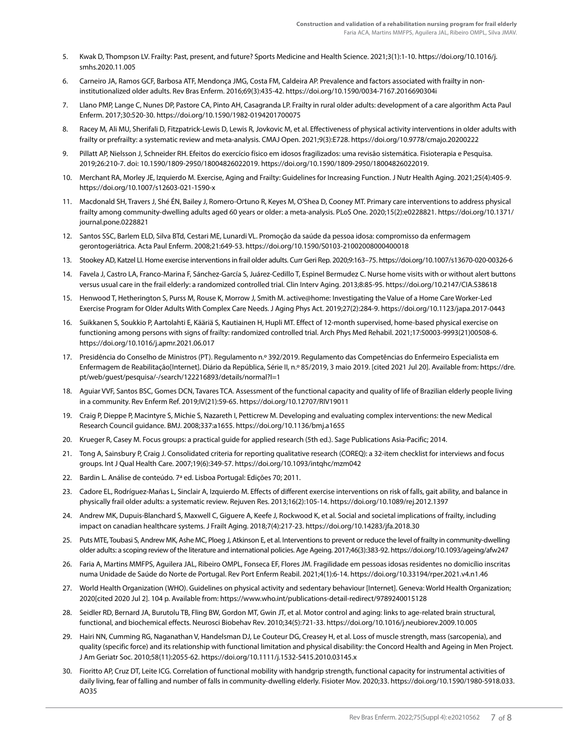5. Kwak D, Thompson LV. Frailty: Past, present, and future? Sports Medicine and Health Science. 2021;3(1):1-10. https://doi.org/10.1016/j.smhs.2020.11.005
6. Carneiro JA, Ramos GCF, Barbosa ATF, Mendonça JMG, Costa FM, Caldeira AP. Prevalence and factors associated with frailty in non-institutionalized older adults. Rev Bras Enferm. 2016;69(3):435-42. https://doi.org/10.1590/0034-7167.2016690304i
7. Llano PMP, Lange C, Nunes DP, Pastore CA, Pinto AH, Casagranda LP. Frailty in rural older adults: development of a care algorithm Acta Paul Enferm. 2017;30:520-30. https://doi.org/10.1590/1982-0194201700075
8. Racey M, Ali MU, Sherifali D, Fitzpatrick-Lewis D, Lewis R, Jovkovic M, et al. Effectiveness of physical activity interventions in older adults with frailty or prefrailty: a systematic review and meta-analysis. CMAJ Open. 2021;9(3):E728. https://doi.org/10.9778/cmajo.20200222
9. Pillatt AP, Nielsson J, Schneider RH. Efeitos do exercício físico em idosos fragilizados: uma revisão sistemática. Fisioterapia e Pesquisa. 2019;26:210-7. doi: 10.1590/1809-2950/18004826022019. https://doi.org/10.1590/1809-2950/18004826022019.
10. Merchant RA, Morley JE, Izquierdo M. Exercise, Aging and Frailty: Guidelines for Increasing Function. J Nutr Health Aging. 2021;25(4):405-9. https://doi.org/10.1007/s12603-021-1590-x
11. Macdonald SH, Travers J, Shé ÉN, Bailey J, Romero-Ortuno R, Keyes M, O'Shea D, Cooney MT. Primary care interventions to address physical frailty among community-dwelling adults aged 60 years or older: a meta-analysis. PLoS One. 2020;15(2):e0228821. https://doi.org/10.1371/journal.pone.0228821
12. Santos SSC, Barlem ELD, Silva BTd, Cestari ME, Lunardi VL. Promoção da saúde da pessoa idosa: compromisso da enfermagem gerontogeriátrica. Acta Paul Enferm. 2008;21:649-53. https://doi.org/10.1590/S0103-21002008000400018
13. Stookey AD, Katzel LI. Home exercise interventions in frail older adults. Curr Geri Rep. 2020;9:163–75. https://doi.org/10.1007/s13670-020-00326-6
14. Favela J, Castro LA, Franco-Marina F, Sánchez-García S, Juárez-Cedillo T, Espinel Bermudez C. Nurse home visits with or without alert buttons versus usual care in the frail elderly: a randomized controlled trial. Clin Interv Aging. 2013;8:85-95. https://doi.org/10.2147/CIA.S38618
15. Henwood T, Hetherington S, Purss M, Rouse K, Morrow J, Smith M. active@home: Investigating the Value of a Home Care Worker-Led Exercise Program for Older Adults With Complex Care Needs. J Aging Phys Act. 2019;27(2):284-9. https://doi.org/10.1123/japa.2017-0443
16. Suikkanen S, Soukkio P, Aartolahti E, Kääriä S, Kautiainen H, Hupli MT. Effect of 12-month supervised, home-based physical exercise on functioning among persons with signs of frailty: randomized controlled trial. Arch Phys Med Rehabil. 2021;17:S0003-9993(21)00508-6. https://doi.org/10.1016/j.apmr.2021.06.017
17. Presidência do Conselho de Ministros (PT). Regulamento n.º 392/2019. Regulamento das Competências do Enfermeiro Especialista em Enfermagem de Reabilitação[Internet]. Diário da República, Série II, n.º 85/2019, 3 maio 2019. [cited 2021 Jul 20]. Available from: https://dre.pt/web/guest/pesquisa/-/search/122216893/details/normal?l=1
18. Aguiar VVF, Santos BSC, Gomes DCN, Tavares TCA. Assessment of the functional capacity and quality of life of Brazilian elderly people living in a community. Rev Enferm Ref. 2019;IV(21):59-65. https://doi.org/10.12707/RIV19011
19. Craig P, Dieppe P, Macintyre S, Michie S, Nazareth I, Petticrew M. Developing and evaluating complex interventions: the new Medical Research Council guidance. BMJ. 2008;337:a1655. https://doi.org/10.1136/bmj.a1655
20. Krueger R, Casey M. Focus groups: a practical guide for applied research (5th ed.). Sage Publications Asia-Pacific; 2014.
21. Tong A, Sainsbury P, Craig J. Consolidated criteria for reporting qualitative research (COREQ): a 32-item checklist for interviews and focus groups. Int J Qual Health Care. 2007;19(6):349-57. https://doi.org/10.1093/intqhc/mzm042
22. Bardin L. Análise de conteúdo. 7ª ed. Lisboa Portugal: Edições 70; 2011.
23. Cadore EL, Rodríguez-Mañas L, Sinclair A, Izquierdo M. Effects of different exercise interventions on risk of falls, gait ability, and balance in physically frail older adults: a systematic review. Rejuven Res. 2013;16(2):105-14. https://doi.org/10.1089/rej.2012.1397
24. Andrew MK, Dupuis-Blanchard S, Maxwell C, Giguere A, Keefe J, Rockwood K, et al. Social and societal implications of frailty, including impact on canadian healthcare systems. J Frailt Aging. 2018;7(4):217-23. https://doi.org/10.14283/jfa.2018.30
25. Puts MTE, Toubasi S, Andrew MK, Ashe MC, Ploeg J, Atkinson E, et al. Interventions to prevent or reduce the level of frailty in community-dwelling older adults: a scoping review of the literature and international policies. Age Ageing. 2017;46(3):383-92. https://doi.org/10.1093/ageing/afw247
26. Faria A, Martins MMFPS, Aguilera JAL, Ribeiro OMPL, Fonseca EF, Flores JM. Fragilidade em pessoas idosas residentes no domicílio inscritas numa Unidade de Saúde do Norte de Portugal. Rev Port Enferm Reabil. 2021;4(1):6-14. https://doi.org/10.33194/rper.2021.v4.n1.46
27. World Health Organization (WHO). Guidelines on physical activity and sedentary behaviour [Internet]. Geneva: World Health Organization; 2020[cited 2020 Jul 2]. 104 p. Available from: https://www.who.int/publications-detail-redirect/9789240015128
28. Seidler RD, Bernard JA, Burutolu TB, Fling BW, Gordon MT, Gwin JT, et al. Motor control and aging: links to age-related brain structural, functional, and biochemical effects. Neurosci Biobehav Rev. 2010;34(5):721-33. https://doi.org/10.1016/j.neubiorev.2009.10.005
29. Hairi NN, Cumming RG, Naganathan V, Handelsman DJ, Le Couteur DG, Creasey H, et al. Loss of muscle strength, mass (sarcopenia), and quality (specific force) and its relationship with functional limitation and physical disability: the Concord Health and Ageing in Men Project. J Am Geriatr Soc. 2010;58(11):2055-62. https://doi.org/10.1111/j.1532-5415.2010.03145.x
30. Fioritto AP, Cruz DT, Leite ICG. Correlation of functional mobility with handgrip strength, functional capacity for instrumental activities of daily living, fear of falling and number of falls in community-dwelling elderly. Fisioter Mov. 2020;33. https://doi.org/10.1590/1980-5918.033.AO35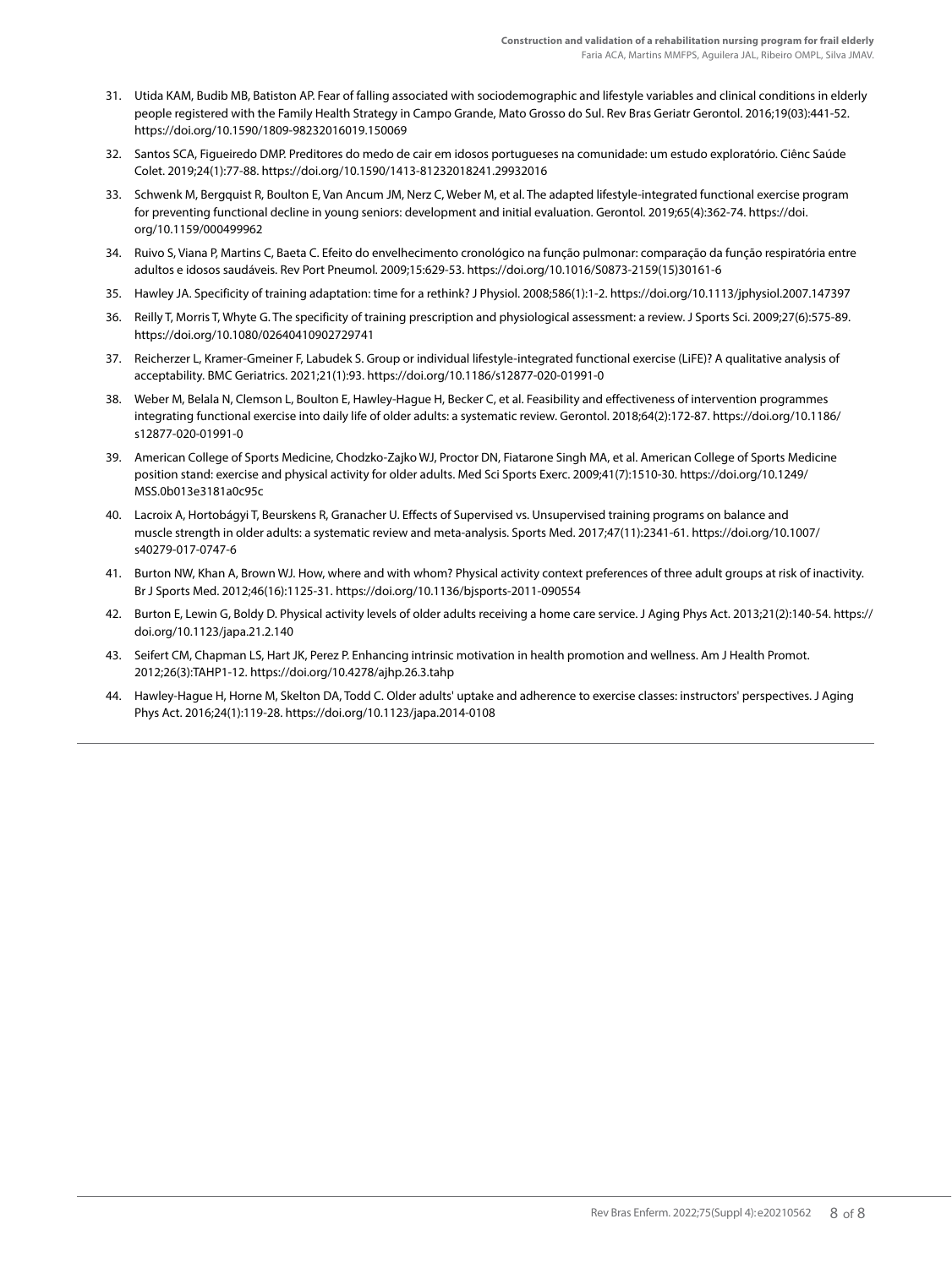31. Utida KAM, Budib MB, Batiston AP. Fear of falling associated with sociodemographic and lifestyle variables and clinical conditions in elderly people registered with the Family Health Strategy in Campo Grande, Mato Grosso do Sul. Rev Bras Geriatr Gerontol. 2016;19(03):441-52. https://doi.org/10.1590/1809-98232016019.150069

32. Santos SCA, Figueiredo DMP. Preditores do medo de cair em idosos portugueses na comunidade: um estudo exploratório. Ciênc Saúde Colet. 2019;24(1):77-88. https://doi.org/10.1590/1413-81232018241.29932016

33. Schwenk M, Bergquist R, Boulton E, Van Ancum JM, Nerz C, Weber M, et al. The adapted lifestyle-integrated functional exercise program for preventing functional decline in young seniors: development and initial evaluation. Gerontol. 2019;65(4):362-74. https://doi.org/10.1159/000499962

34. Ruivo S, Viana P, Martins C, Baeta C. Efeito do envelhecimento cronológico na função pulmonar: comparação da função respiratória entre adultos e idosos saudáveis. Rev Port Pneumol. 2009;15:629-53. https://doi.org/10.1016/S0873-2159(15)30161-6

35. Hawley JA. Specificity of training adaptation: time for a rethink? J Physiol. 2008;586(1):1-2. https://doi.org/10.1113/jphysiol.2007.147397

36. Reilly T, Morris T, Whyte G. The specificity of training prescription and physiological assessment: a review. J Sports Sci. 2009;27(6):575-89. https://doi.org/10.1080/02640410902729741

37. Reicherzer L, Kramer-Gmeiner F, Labudek S. Group or individual lifestyle-integrated functional exercise (LiFE)? A qualitative analysis of acceptability. BMC Geriatrics. 2021;21(1):93. https://doi.org/10.1186/s12877-020-01991-0

38. Weber M, Belala N, Clemson L, Boulton E, Hawley-Hague H, Becker C, et al. Feasibility and effectiveness of intervention programmes integrating functional exercise into daily life of older adults: a systematic review. Gerontol. 2018;64(2):172-87. https://doi.org/10.1186/s12877-020-01991-0

39. American College of Sports Medicine, Chodzko-Zajko WJ, Proctor DN, Fiatarone Singh MA, et al. American College of Sports Medicine position stand: exercise and physical activity for older adults. Med Sci Sports Exerc. 2009;41(7):1510-30. https://doi.org/10.1249/MSS.0b013e3181a0c95c

40. Lacroix A, Hortobágyi T, Beurskens R, Granacher U. Effects of Supervised vs. Unsupervised training programs on balance and muscle strength in older adults: a systematic review and meta-analysis. Sports Med. 2017;47(11):2341-61. https://doi.org/10.1007/s40279-017-0747-6

41. Burton NW, Khan A, Brown WJ. How, where and with whom? Physical activity context preferences of three adult groups at risk of inactivity. Br J Sports Med. 2012;46(16):1125-31. https://doi.org/10.1136/bjsports-2011-090554

42. Burton E, Lewin G, Boldy D. Physical activity levels of older adults receiving a home care service. J Aging Phys Act. 2013;21(2):140-54. https://doi.org/10.1123/japa.21.2.140

43. Seifert CM, Chapman LS, Hart JK, Perez P. Enhancing intrinsic motivation in health promotion and wellness. Am J Health Promot. 2012;26(3):TAHP1-12. https://doi.org/10.4278/ajhp.26.3.tahp

44. Hawley-Hague H, Horne M, Skelton DA, Todd C. Older adults' uptake and adherence to exercise classes: instructors' perspectives. J Aging Phys Act. 2016;24(1):119-28. https://doi.org/10.1123/japa.2014-0108